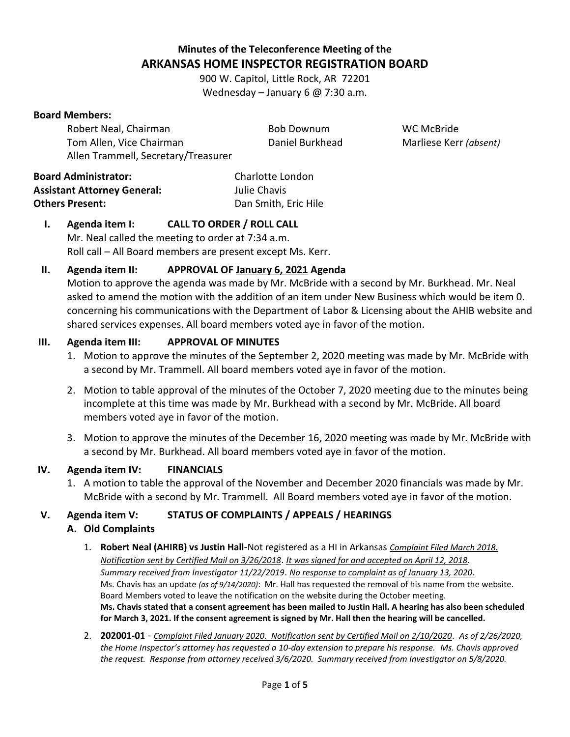# Minutes of the Teleconference Meeting of the
# ARKANSAS HOME INSPECTOR REGISTRATION BOARD

900 W. Capitol, Little Rock, AR 72201
Wednesday – January 6 @ 7:30 a.m.

**Board Members:**

Robert Neal, Chairman
Tom Allen, Vice Chairman
Allen Trammell, Secretary/Treasurer
Bob Downum
Daniel Burkhead
WC McBride
Marliese Kerr *(absent)*

**Board Administrator:** Charlotte London
**Assistant Attorney General:** Julie Chavis
**Others Present:** Dan Smith, Eric Hile

**I. Agenda item I: CALL TO ORDER / ROLL CALL**

Mr. Neal called the meeting to order at 7:34 a.m.
Roll call – All Board members are present except Ms. Kerr.

**II. Agenda item II: APPROVAL OF January 6, 2021 Agenda**

Motion to approve the agenda was made by Mr. McBride with a second by Mr. Burkhead. Mr. Neal asked to amend the motion with the addition of an item under New Business which would be item 0. concerning his communications with the Department of Labor & Licensing about the AHIB website and shared services expenses. All board members voted aye in favor of the motion.

**III. Agenda item III: APPROVAL OF MINUTES**

1. Motion to approve the minutes of the September 2, 2020 meeting was made by Mr. McBride with a second by Mr. Trammell. All board members voted aye in favor of the motion.
2. Motion to table approval of the minutes of the October 7, 2020 meeting due to the minutes being incomplete at this time was made by Mr. Burkhead with a second by Mr. McBride. All board members voted aye in favor of the motion.
3. Motion to approve the minutes of the December 16, 2020 meeting was made by Mr. McBride with a second by Mr. Burkhead. All board members voted aye in favor of the motion.

**IV. Agenda item IV: FINANCIALS**

1. A motion to table the approval of the November and December 2020 financials was made by Mr. McBride with a second by Mr. Trammell. All Board members voted aye in favor of the motion.

**V. Agenda item V: STATUS OF COMPLAINTS / APPEALS / HEARINGS**

**A. Old Complaints**

1. **Robert Neal (AHIRB) vs Justin Hall**-Not registered as a HI in Arkansas *Complaint Filed March 2018. Notification sent by Certified Mail on 3/26/2018. It was signed for and accepted on April 12, 2018. Summary received from Investigator 11/22/2019.* No response to complaint as of January 13, 2020.
   Ms. Chavis has an update *(as of 9/14/2020)*: Mr. Hall has requested the removal of his name from the website. Board Members voted to leave the notification on the website during the October meeting.
   **Ms. Chavis stated that a consent agreement has been mailed to Justin Hall. A hearing has also been scheduled for March 3, 2021. If the consent agreement is signed by Mr. Hall then the hearing will be cancelled.**
2. **202001-01** - *Complaint Filed January 2020. Notification sent by Certified Mail on 2/10/2020. As of 2/26/2020, the Home Inspector's attorney has requested a 10-day extension to prepare his response. Ms. Chavis approved the request. Response from attorney received 3/6/2020. Summary received from Investigator on 5/8/2020.*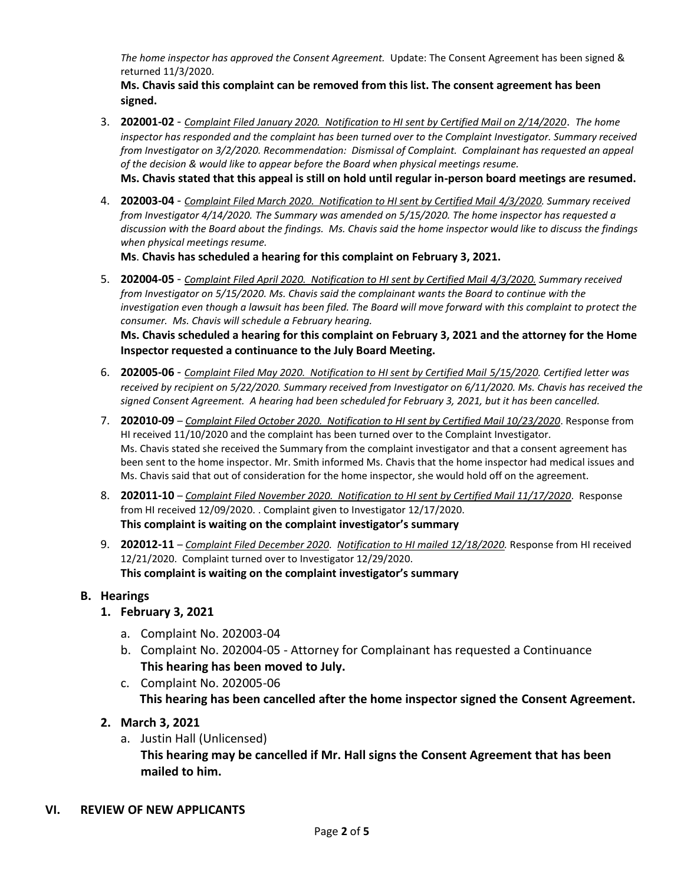*The home inspector has approved the Consent Agreement.* Update: The Consent Agreement has been signed & returned 11/3/2020.

**Ms. Chavis said this complaint can be removed from this list. The consent agreement has been signed.**

3. **202001-02** - *Complaint Filed January 2020. Notification to HI sent by Certified Mail on 2/14/2020. The home inspector has responded and the complaint has been turned over to the Complaint Investigator. Summary received from Investigator on 3/2/2020. Recommendation: Dismissal of Complaint. Complainant has requested an appeal of the decision & would like to appear before the Board when physical meetings resume.*
   **Ms. Chavis stated that this appeal is still on hold until regular in-person board meetings are resumed.**

4. **202003-04** - *Complaint Filed March 2020. Notification to HI sent by Certified Mail 4/3/2020. Summary received from Investigator 4/14/2020. The Summary was amended on 5/15/2020. The home inspector has requested a discussion with the Board about the findings. Ms. Chavis said the home inspector would like to discuss the findings when physical meetings resume.*
   **Ms. Chavis has scheduled a hearing for this complaint on February 3, 2021.**

5. **202004-05** - *Complaint Filed April 2020. Notification to HI sent by Certified Mail 4/3/2020. Summary received from Investigator on 5/15/2020. Ms. Chavis said the complainant wants the Board to continue with the investigation even though a lawsuit has been filed. The Board will move forward with this complaint to protect the consumer. Ms. Chavis will schedule a February hearing.*
   **Ms. Chavis scheduled a hearing for this complaint on February 3, 2021 and the attorney for the Home Inspector requested a continuance to the July Board Meeting.**

6. **202005-06** - *Complaint Filed May 2020. Notification to HI sent by Certified Mail 5/15/2020. Certified letter was received by recipient on 5/22/2020. Summary received from Investigator on 6/11/2020. Ms. Chavis has received the signed Consent Agreement. A hearing had been scheduled for February 3, 2021, but it has been cancelled.*

7. **202010-09** – *Complaint Filed October 2020. Notification to HI sent by Certified Mail 10/23/2020*. Response from HI received 11/10/2020 and the complaint has been turned over to the Complaint Investigator.
   Ms. Chavis stated she received the Summary from the complaint investigator and that a consent agreement has been sent to the home inspector. Mr. Smith informed Ms. Chavis that the home inspector had medical issues and Ms. Chavis said that out of consideration for the home inspector, she would hold off on the agreement.

8. **202011-10** – *Complaint Filed November 2020. Notification to HI sent by Certified Mail 11/17/2020*. Response from HI received 12/09/2020. . Complaint given to Investigator 12/17/2020.
   **This complaint is waiting on the complaint investigator's summary**

9. **202012-11** – *Complaint Filed December 2020. Notification to HI mailed 12/18/2020.* Response from HI received 12/21/2020. Complaint turned over to Investigator 12/29/2020.
   **This complaint is waiting on the complaint investigator's summary**

## B. Hearings

### 1. February 3, 2021

a. Complaint No. 202003-04

b. Complaint No. 202004-05 - Attorney for Complainant has requested a Continuance
   **This hearing has been moved to July.**

c. Complaint No. 202005-06
   **This hearing has been cancelled after the home inspector signed the Consent Agreement.**

### 2. March 3, 2021

a. Justin Hall (Unlicensed)
   **This hearing may be cancelled if Mr. Hall signs the Consent Agreement that has been mailed to him.**

## VI. REVIEW OF NEW APPLICANTS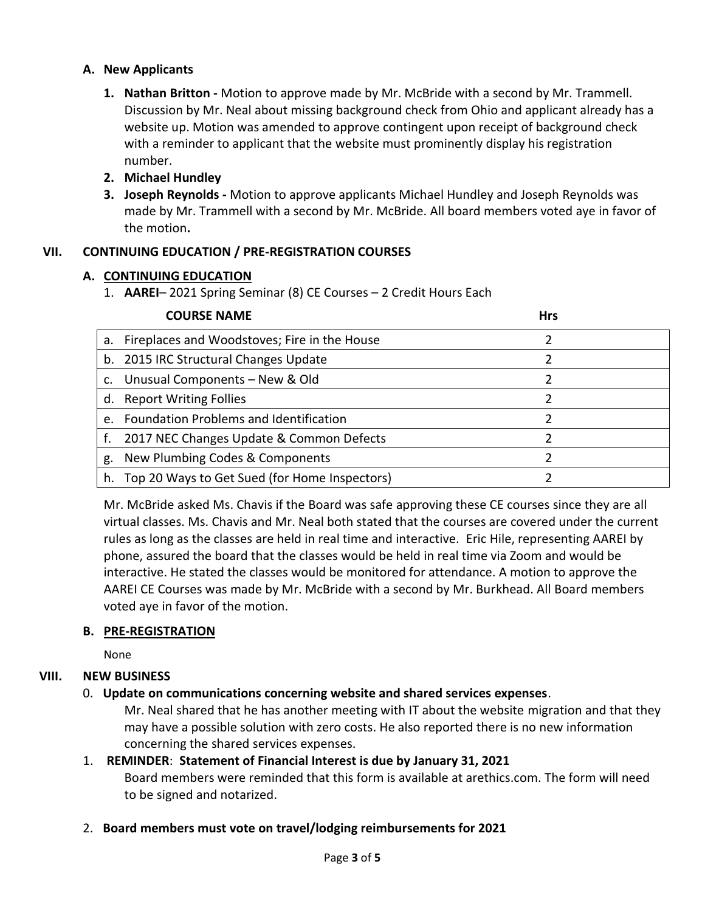### A. New Applicants

1. **Nathan Britton -** Motion to approve made by Mr. McBride with a second by Mr. Trammell. Discussion by Mr. Neal about missing background check from Ohio and applicant already has a website up. Motion was amended to approve contingent upon receipt of background check with a reminder to applicant that the website must prominently display his registration number.
2. **Michael Hundley**
3. **Joseph Reynolds -** Motion to approve applicants Michael Hundley and Joseph Reynolds was made by Mr. Trammell with a second by Mr. McBride. All board members voted aye in favor of the motion**.**

## VII. CONTINUING EDUCATION / PRE-REGISTRATION COURSES

### A. CONTINUING EDUCATION

1. **AAREI**– 2021 Spring Seminar (8) CE Courses – 2 Credit Hours Each

| COURSE NAME | Hrs |
|---|---|
| a. Fireplaces and Woodstoves; Fire in the House | 2 |
| b. 2015 IRC Structural Changes Update | 2 |
| c. Unusual Components – New & Old | 2 |
| d. Report Writing Follies | 2 |
| e. Foundation Problems and Identification | 2 |
| f. 2017 NEC Changes Update & Common Defects | 2 |
| g. New Plumbing Codes & Components | 2 |
| h. Top 20 Ways to Get Sued (for Home Inspectors) | 2 |

Mr. McBride asked Ms. Chavis if the Board was safe approving these CE courses since they are all virtual classes. Ms. Chavis and Mr. Neal both stated that the courses are covered under the current rules as long as the classes are held in real time and interactive. Eric Hile, representing AAREI by phone, assured the board that the classes would be held in real time via Zoom and would be interactive. He stated the classes would be monitored for attendance. A motion to approve the AAREI CE Courses was made by Mr. McBride with a second by Mr. Burkhead. All Board members voted aye in favor of the motion.

### B. PRE-REGISTRATION

None

## VIII. NEW BUSINESS

0. **Update on communications concerning website and shared services expenses**.

   Mr. Neal shared that he has another meeting with IT about the website migration and that they may have a possible solution with zero costs. He also reported there is no new information concerning the shared services expenses.

1. **REMINDER**: **Statement of Financial Interest is due by January 31, 2021**

   Board members were reminded that this form is available at arethics.com. The form will need to be signed and notarized.

2. **Board members must vote on travel/lodging reimbursements for 2021**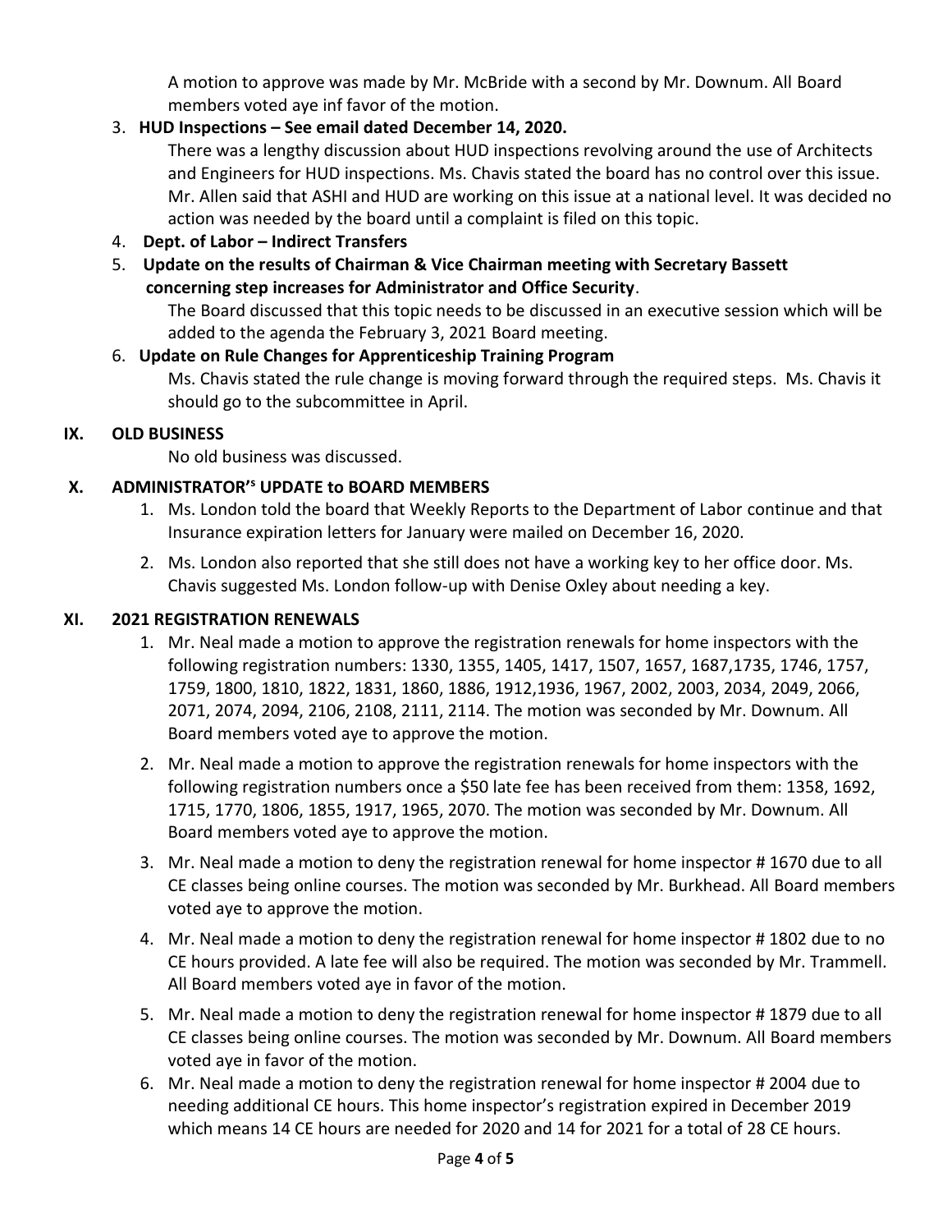A motion to approve was made by Mr. McBride with a second by Mr. Downum. All Board members voted aye inf favor of the motion.

3. **HUD Inspections – See email dated December 14, 2020.**

   There was a lengthy discussion about HUD inspections revolving around the use of Architects and Engineers for HUD inspections. Ms. Chavis stated the board has no control over this issue. Mr. Allen said that ASHI and HUD are working on this issue at a national level. It was decided no action was needed by the board until a complaint is filed on this topic.

4. **Dept. of Labor – Indirect Transfers**

5. **Update on the results of Chairman & Vice Chairman meeting with Secretary Bassett concerning step increases for Administrator and Office Security**.

   The Board discussed that this topic needs to be discussed in an executive session which will be added to the agenda the February 3, 2021 Board meeting.

6. **Update on Rule Changes for Apprenticeship Training Program**

   Ms. Chavis stated the rule change is moving forward through the required steps. Ms. Chavis it should go to the subcommittee in April.

## IX. OLD BUSINESS

No old business was discussed.

## X. ADMINISTRATOR'S UPDATE to BOARD MEMBERS

1. Ms. London told the board that Weekly Reports to the Department of Labor continue and that Insurance expiration letters for January were mailed on December 16, 2020.
2. Ms. London also reported that she still does not have a working key to her office door. Ms. Chavis suggested Ms. London follow-up with Denise Oxley about needing a key.

## XI. 2021 REGISTRATION RENEWALS

1. Mr. Neal made a motion to approve the registration renewals for home inspectors with the following registration numbers: 1330, 1355, 1405, 1417, 1507, 1657, 1687,1735, 1746, 1757, 1759, 1800, 1810, 1822, 1831, 1860, 1886, 1912,1936, 1967, 2002, 2003, 2034, 2049, 2066, 2071, 2074, 2094, 2106, 2108, 2111, 2114. The motion was seconded by Mr. Downum. All Board members voted aye to approve the motion.
2. Mr. Neal made a motion to approve the registration renewals for home inspectors with the following registration numbers once a $50 late fee has been received from them: 1358, 1692, 1715, 1770, 1806, 1855, 1917, 1965, 2070. The motion was seconded by Mr. Downum. All Board members voted aye to approve the motion.
3. Mr. Neal made a motion to deny the registration renewal for home inspector # 1670 due to all CE classes being online courses. The motion was seconded by Mr. Burkhead. All Board members voted aye to approve the motion.
4. Mr. Neal made a motion to deny the registration renewal for home inspector # 1802 due to no CE hours provided. A late fee will also be required. The motion was seconded by Mr. Trammell. All Board members voted aye in favor of the motion.
5. Mr. Neal made a motion to deny the registration renewal for home inspector # 1879 due to all CE classes being online courses. The motion was seconded by Mr. Downum. All Board members voted aye in favor of the motion.
6. Mr. Neal made a motion to deny the registration renewal for home inspector # 2004 due to needing additional CE hours. This home inspector's registration expired in December 2019 which means 14 CE hours are needed for 2020 and 14 for 2021 for a total of 28 CE hours.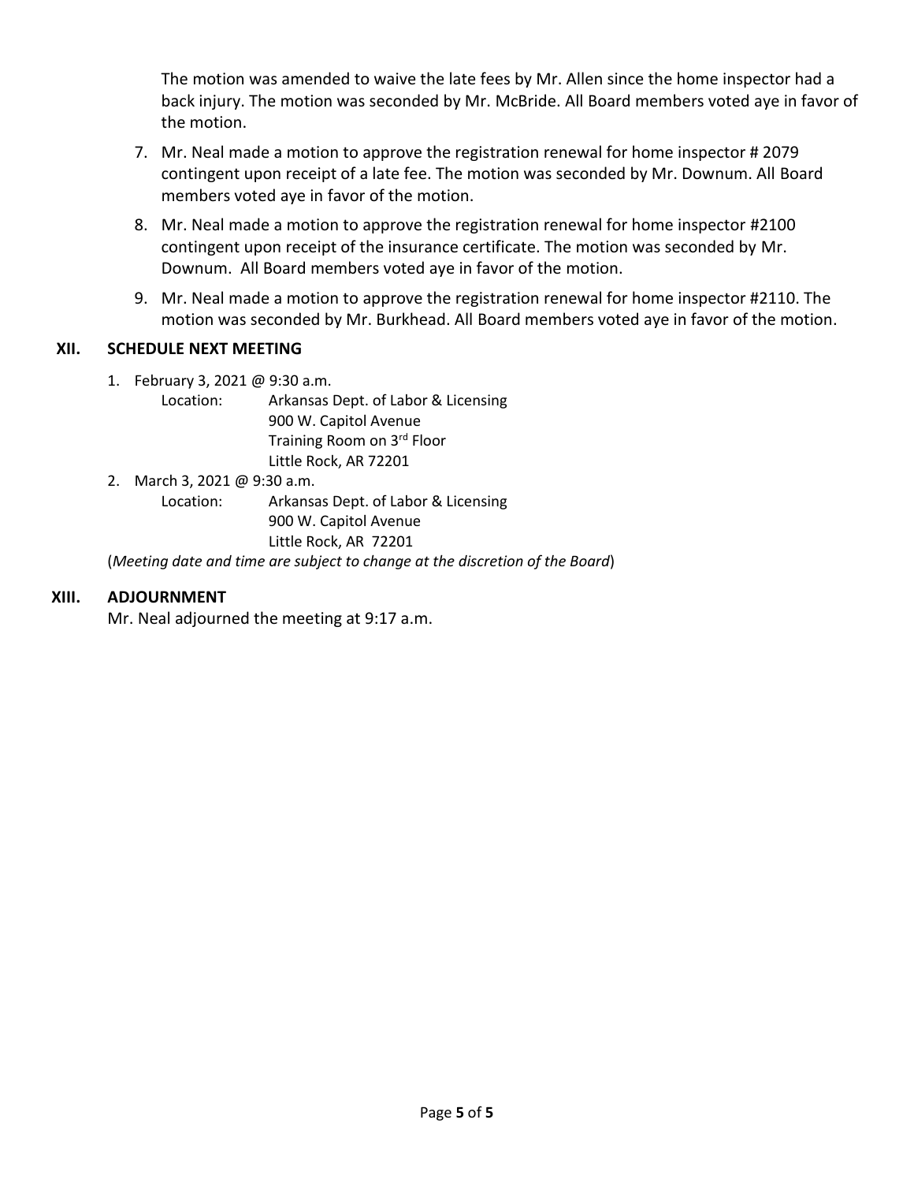The motion was amended to waive the late fees by Mr. Allen since the home inspector had a back injury. The motion was seconded by Mr. McBride. All Board members voted aye in favor of the motion.

7. Mr. Neal made a motion to approve the registration renewal for home inspector # 2079 contingent upon receipt of a late fee. The motion was seconded by Mr. Downum. All Board members voted aye in favor of the motion.
8. Mr. Neal made a motion to approve the registration renewal for home inspector #2100 contingent upon receipt of the insurance certificate. The motion was seconded by Mr. Downum. All Board members voted aye in favor of the motion.
9. Mr. Neal made a motion to approve the registration renewal for home inspector #2110. The motion was seconded by Mr. Burkhead. All Board members voted aye in favor of the motion.

## XII. SCHEDULE NEXT MEETING

1. February 3, 2021 @ 9:30 a.m.
   Location: Arkansas Dept. of Labor & Licensing
   900 W. Capitol Avenue
   Training Room on 3rd Floor
   Little Rock, AR 72201
2. March 3, 2021 @ 9:30 a.m.
   Location: Arkansas Dept. of Labor & Licensing
   900 W. Capitol Avenue
   Little Rock, AR 72201

(*Meeting date and time are subject to change at the discretion of the Board*)

## XIII. ADJOURNMENT

Mr. Neal adjourned the meeting at 9:17 a.m.